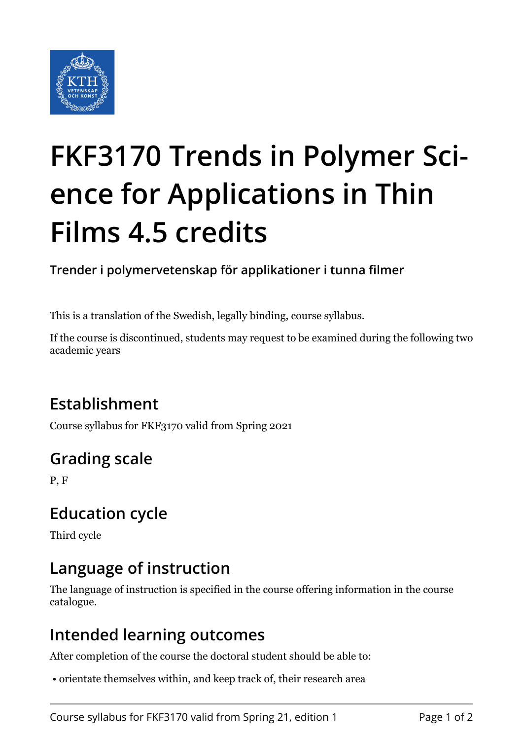# FKF3170 Trends in Polymer Science for Applications in Thin Films 4.5 credits

**Trender i polymervetenskap för applikationer i tunna filmer**

This is a translation of the Swedish, legally binding, course syllabus.

If the course is discontinued, students may request to be examined during the following two academic years

## Establishment

Course syllabus for FKF3170 valid from Spring 2021

## Grading scale

P, F

## Education cycle

Third cycle

## Language of instruction

The language of instruction is specified in the course offering information in the course catalogue.

## Intended learning outcomes

After completion of the course the doctoral student should be able to:

- orientate themselves within, and keep track of, their research area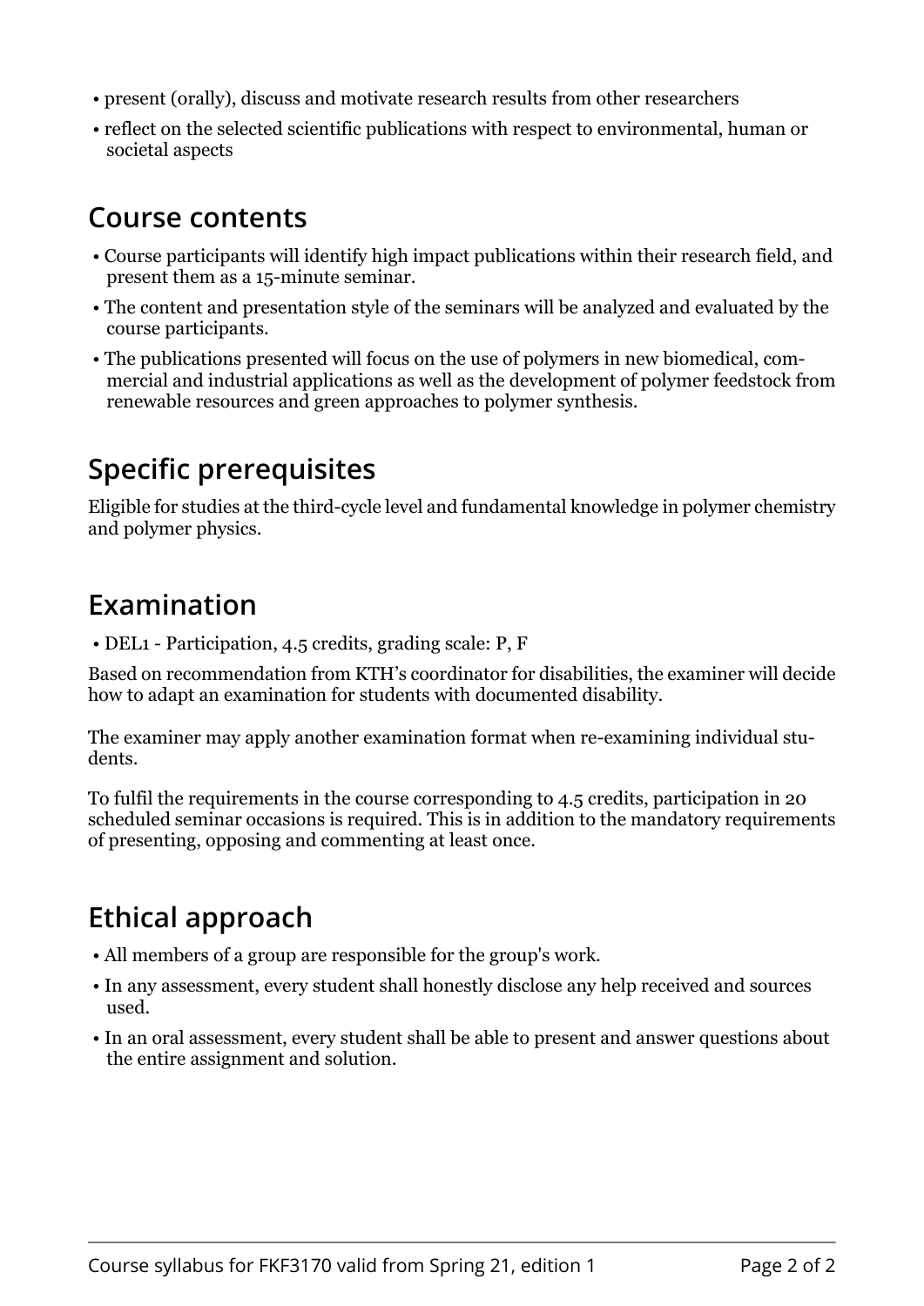- present (orally), discuss and motivate research results from other researchers
- reflect on the selected scientific publications with respect to environmental, human or societal aspects

## Course contents

- Course participants will identify high impact publications within their research field, and present them as a 15-minute seminar.
- The content and presentation style of the seminars will be analyzed and evaluated by the course participants.
- The publications presented will focus on the use of polymers in new biomedical, commercial and industrial applications as well as the development of polymer feedstock from renewable resources and green approaches to polymer synthesis.

## Specific prerequisites

Eligible for studies at the third-cycle level and fundamental knowledge in polymer chemistry and polymer physics.

## Examination

- DEL1 - Participation, 4.5 credits, grading scale: P, F

Based on recommendation from KTH's coordinator for disabilities, the examiner will decide how to adapt an examination for students with documented disability.

The examiner may apply another examination format when re-examining individual students.

To fulfil the requirements in the course corresponding to 4.5 credits, participation in 20 scheduled seminar occasions is required. This is in addition to the mandatory requirements of presenting, opposing and commenting at least once.

## Ethical approach

- All members of a group are responsible for the group's work.
- In any assessment, every student shall honestly disclose any help received and sources used.
- In an oral assessment, every student shall be able to present and answer questions about the entire assignment and solution.